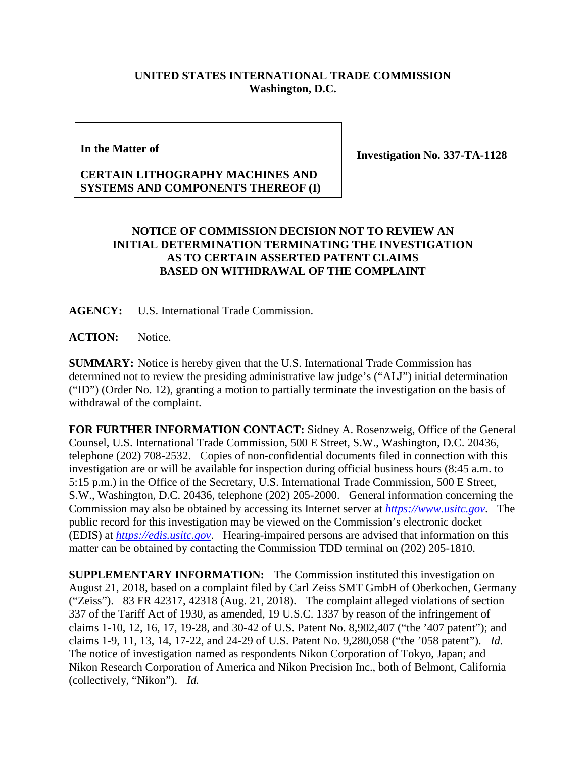**UNITED STATES INTERNATIONAL TRADE COMMISSION**
**Washington, D.C.**

| | |
|---|---|
| **In the Matter of**<br><br>**CERTAIN LITHOGRAPHY MACHINES AND SYSTEMS AND COMPONENTS THEREOF (I)** | **Investigation No. 337-TA-1128** |

**NOTICE OF COMMISSION DECISION NOT TO REVIEW AN INITIAL DETERMINATION TERMINATING THE INVESTIGATION AS TO CERTAIN ASSERTED PATENT CLAIMS BASED ON WITHDRAWAL OF THE COMPLAINT**

**AGENCY:** U.S. International Trade Commission.

**ACTION:** Notice.

**SUMMARY:** Notice is hereby given that the U.S. International Trade Commission has determined not to review the presiding administrative law judge's ("ALJ") initial determination ("ID") (Order No. 12), granting a motion to partially terminate the investigation on the basis of withdrawal of the complaint.

**FOR FURTHER INFORMATION CONTACT:** Sidney A. Rosenzweig, Office of the General Counsel, U.S. International Trade Commission, 500 E Street, S.W., Washington, D.C. 20436, telephone (202) 708-2532. Copies of non-confidential documents filed in connection with this investigation are or will be available for inspection during official business hours (8:45 a.m. to 5:15 p.m.) in the Office of the Secretary, U.S. International Trade Commission, 500 E Street, S.W., Washington, D.C. 20436, telephone (202) 205-2000. General information concerning the Commission may also be obtained by accessing its Internet server at *https://www.usitc.gov*. The public record for this investigation may be viewed on the Commission's electronic docket (EDIS) at *https://edis.usitc.gov*. Hearing-impaired persons are advised that information on this matter can be obtained by contacting the Commission TDD terminal on (202) 205-1810.

**SUPPLEMENTARY INFORMATION:** The Commission instituted this investigation on August 21, 2018, based on a complaint filed by Carl Zeiss SMT GmbH of Oberkochen, Germany ("Zeiss"). 83 FR 42317, 42318 (Aug. 21, 2018). The complaint alleged violations of section 337 of the Tariff Act of 1930, as amended, 19 U.S.C. 1337 by reason of the infringement of claims 1-10, 12, 16, 17, 19-28, and 30-42 of U.S. Patent No. 8,902,407 ("the '407 patent"); and claims 1-9, 11, 13, 14, 17-22, and 24-29 of U.S. Patent No. 9,280,058 ("the '058 patent"). *Id.* The notice of investigation named as respondents Nikon Corporation of Tokyo, Japan; and Nikon Research Corporation of America and Nikon Precision Inc., both of Belmont, California (collectively, "Nikon"). *Id.*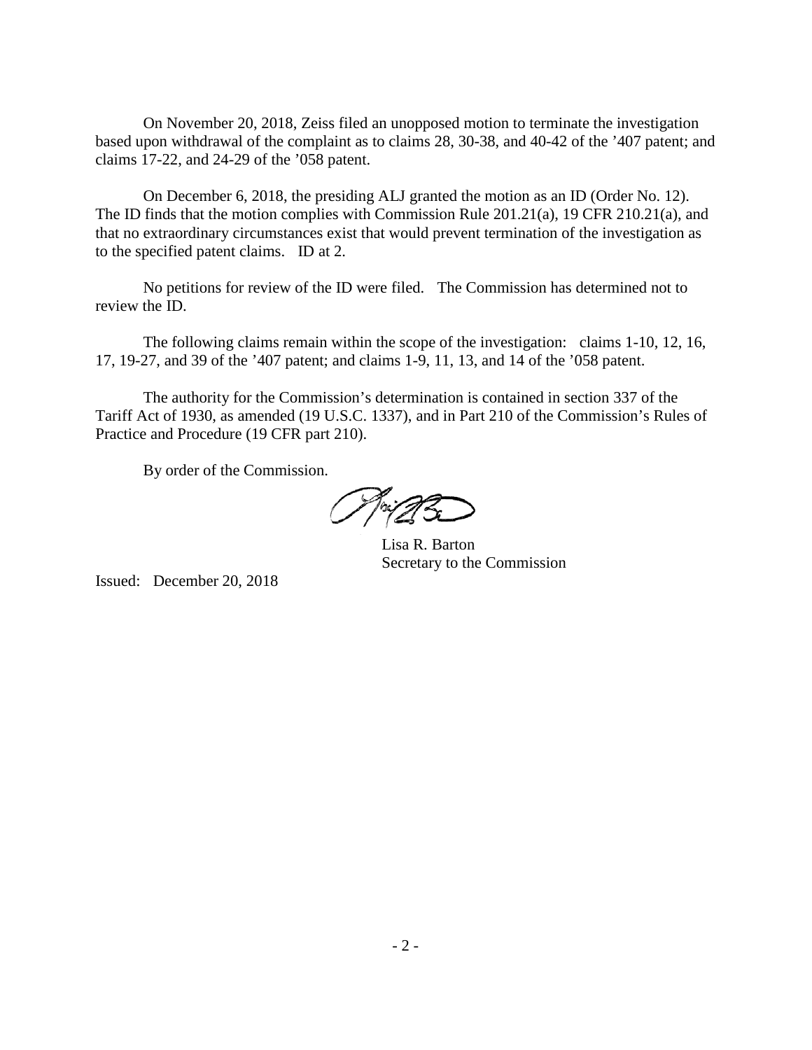On November 20, 2018, Zeiss filed an unopposed motion to terminate the investigation based upon withdrawal of the complaint as to claims 28, 30-38, and 40-42 of the '407 patent; and claims 17-22, and 24-29 of the '058 patent.

On December 6, 2018, the presiding ALJ granted the motion as an ID (Order No. 12). The ID finds that the motion complies with Commission Rule 201.21(a), 19 CFR 210.21(a), and that no extraordinary circumstances exist that would prevent termination of the investigation as to the specified patent claims. ID at 2.

No petitions for review of the ID were filed. The Commission has determined not to review the ID.

The following claims remain within the scope of the investigation: claims 1-10, 12, 16, 17, 19-27, and 39 of the '407 patent; and claims 1-9, 11, 13, and 14 of the '058 patent.

The authority for the Commission's determination is contained in section 337 of the Tariff Act of 1930, as amended (19 U.S.C. 1337), and in Part 210 of the Commission's Rules of Practice and Procedure (19 CFR part 210).

By order of the Commission.

Lisa R. Barton
Secretary to the Commission

Issued: December 20, 2018